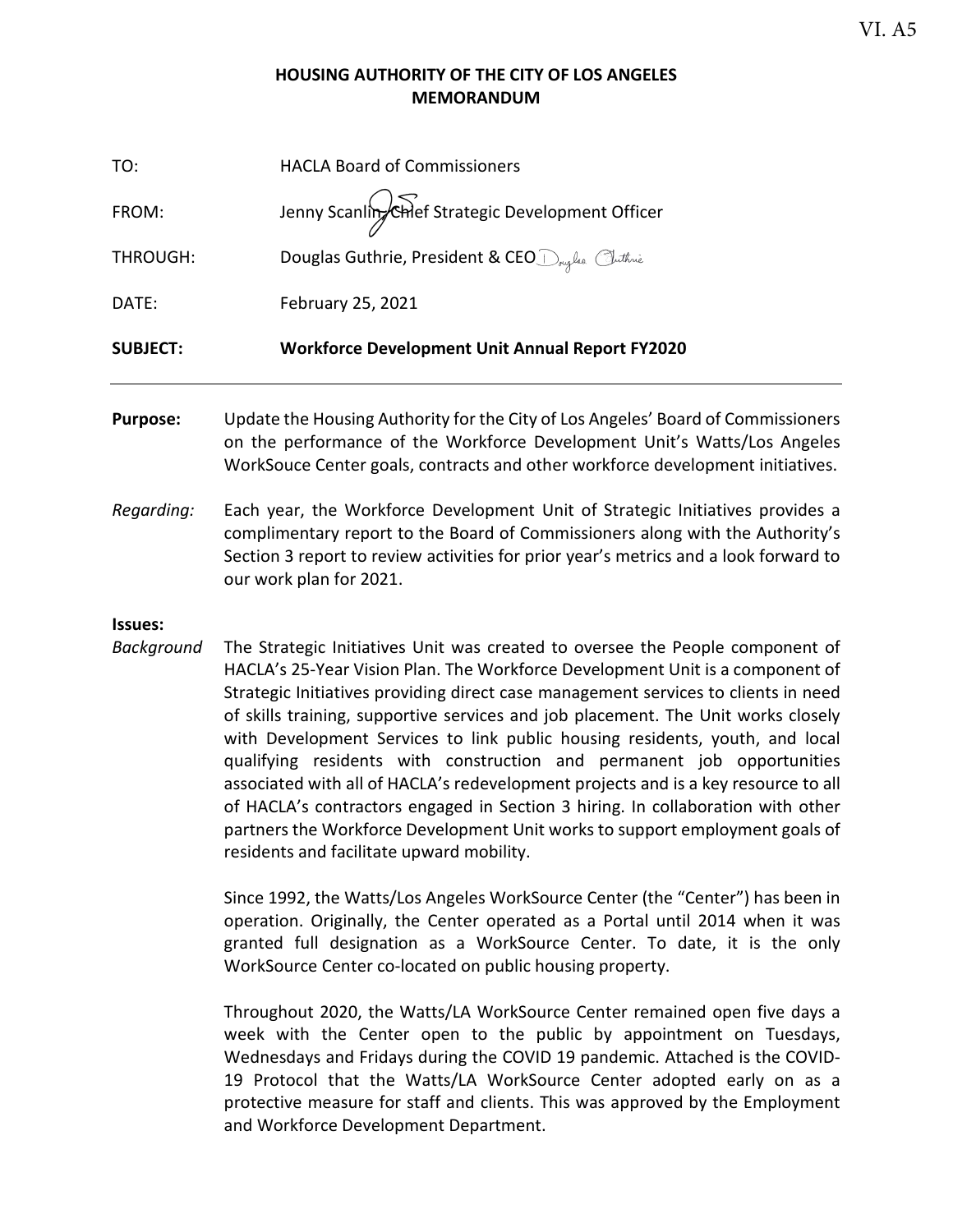VI. A5

**HOUSING AUTHORITY OF THE CITY OF LOS ANGELES**
**MEMORANDUM**

| | |
|---|---|
| TO: | HACLA Board of Commissioners |
| FROM: | Jenny Scanlin, Chief Strategic Development Officer |
| THROUGH: | Douglas Guthrie, President & CEO |
| DATE: | February 25, 2021 |
| **SUBJECT:** | **Workforce Development Unit Annual Report FY2020** |

---

**Purpose:** Update the Housing Authority for the City of Los Angeles' Board of Commissioners on the performance of the Workforce Development Unit's Watts/Los Angeles WorkSouce Center goals, contracts and other workforce development initiatives.

*Regarding:* Each year, the Workforce Development Unit of Strategic Initiatives provides a complimentary report to the Board of Commissioners along with the Authority's Section 3 report to review activities for prior year's metrics and a look forward to our work plan for 2021.

**Issues:**

*Background* The Strategic Initiatives Unit was created to oversee the People component of HACLA's 25-Year Vision Plan. The Workforce Development Unit is a component of Strategic Initiatives providing direct case management services to clients in need of skills training, supportive services and job placement. The Unit works closely with Development Services to link public housing residents, youth, and local qualifying residents with construction and permanent job opportunities associated with all of HACLA's redevelopment projects and is a key resource to all of HACLA's contractors engaged in Section 3 hiring. In collaboration with other partners the Workforce Development Unit works to support employment goals of residents and facilitate upward mobility.

Since 1992, the Watts/Los Angeles WorkSource Center (the "Center") has been in operation. Originally, the Center operated as a Portal until 2014 when it was granted full designation as a WorkSource Center. To date, it is the only WorkSource Center co-located on public housing property.

Throughout 2020, the Watts/LA WorkSource Center remained open five days a week with the Center open to the public by appointment on Tuesdays, Wednesdays and Fridays during the COVID 19 pandemic. Attached is the COVID-19 Protocol that the Watts/LA WorkSource Center adopted early on as a protective measure for staff and clients. This was approved by the Employment and Workforce Development Department.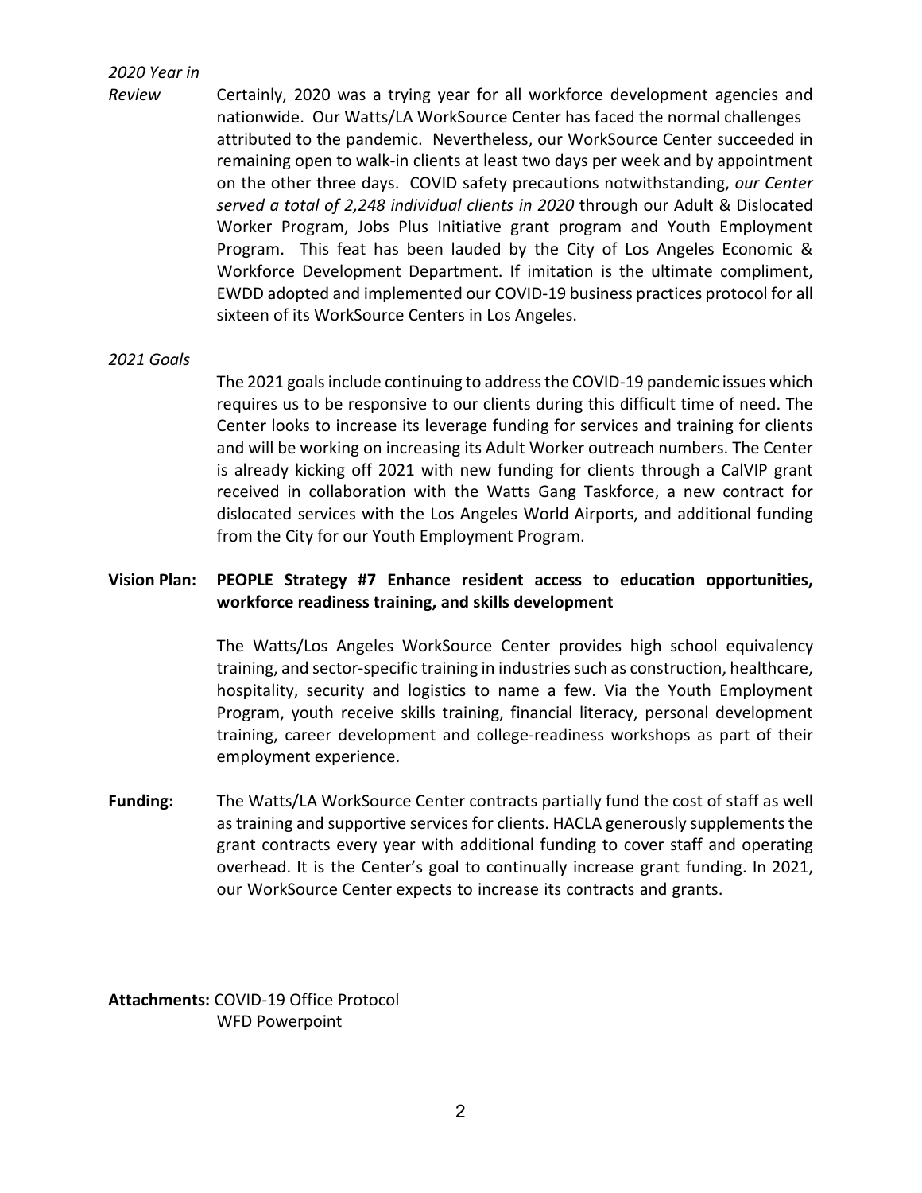*2020 Year in Review*

Certainly, 2020 was a trying year for all workforce development agencies and nationwide. Our Watts/LA WorkSource Center has faced the normal challenges attributed to the pandemic. Nevertheless, our WorkSource Center succeeded in remaining open to walk-in clients at least two days per week and by appointment on the other three days. COVID safety precautions notwithstanding, *our Center served a total of 2,248 individual clients in 2020* through our Adult & Dislocated Worker Program, Jobs Plus Initiative grant program and Youth Employment Program. This feat has been lauded by the City of Los Angeles Economic & Workforce Development Department. If imitation is the ultimate compliment, EWDD adopted and implemented our COVID-19 business practices protocol for all sixteen of its WorkSource Centers in Los Angeles.

*2021 Goals*

The 2021 goals include continuing to address the COVID-19 pandemic issues which requires us to be responsive to our clients during this difficult time of need. The Center looks to increase its leverage funding for services and training for clients and will be working on increasing its Adult Worker outreach numbers. The Center is already kicking off 2021 with new funding for clients through a CalVIP grant received in collaboration with the Watts Gang Taskforce, a new contract for dislocated services with the Los Angeles World Airports, and additional funding from the City for our Youth Employment Program.

**Vision Plan: PEOPLE Strategy #7 Enhance resident access to education opportunities, workforce readiness training, and skills development**

The Watts/Los Angeles WorkSource Center provides high school equivalency training, and sector-specific training in industries such as construction, healthcare, hospitality, security and logistics to name a few. Via the Youth Employment Program, youth receive skills training, financial literacy, personal development training, career development and college-readiness workshops as part of their employment experience.

**Funding:** The Watts/LA WorkSource Center contracts partially fund the cost of staff as well as training and supportive services for clients. HACLA generously supplements the grant contracts every year with additional funding to cover staff and operating overhead. It is the Center's goal to continually increase grant funding. In 2021, our WorkSource Center expects to increase its contracts and grants.

**Attachments:** COVID-19 Office Protocol
WFD Powerpoint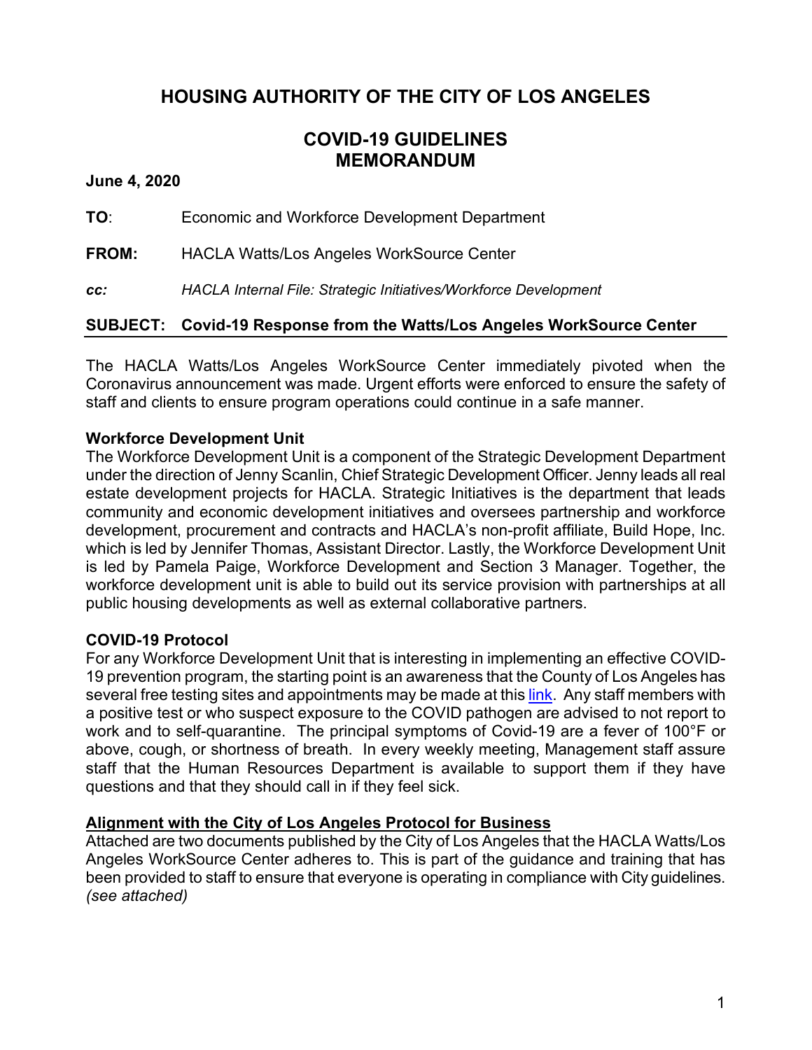# HOUSING AUTHORITY OF THE CITY OF LOS ANGELES

## COVID-19 GUIDELINES MEMORANDUM

**June 4, 2020**

**TO**: Economic and Workforce Development Department

**FROM:** HACLA Watts/Los Angeles WorkSource Center

***cc:*** *HACLA Internal File: Strategic Initiatives/Workforce Development*

**SUBJECT: Covid-19 Response from the Watts/Los Angeles WorkSource Center**

---

The HACLA Watts/Los Angeles WorkSource Center immediately pivoted when the Coronavirus announcement was made. Urgent efforts were enforced to ensure the safety of staff and clients to ensure program operations could continue in a safe manner.

**Workforce Development Unit**

The Workforce Development Unit is a component of the Strategic Development Department under the direction of Jenny Scanlin, Chief Strategic Development Officer. Jenny leads all real estate development projects for HACLA. Strategic Initiatives is the department that leads community and economic development initiatives and oversees partnership and workforce development, procurement and contracts and HACLA's non-profit affiliate, Build Hope, Inc. which is led by Jennifer Thomas, Assistant Director. Lastly, the Workforce Development Unit is led by Pamela Paige, Workforce Development and Section 3 Manager. Together, the workforce development unit is able to build out its service provision with partnerships at all public housing developments as well as external collaborative partners.

**COVID-19 Protocol**

For any Workforce Development Unit that is interesting in implementing an effective COVID-19 prevention program, the starting point is an awareness that the County of Los Angeles has several free testing sites and appointments may be made at this link. Any staff members with a positive test or who suspect exposure to the COVID pathogen are advised to not report to work and to self-quarantine. The principal symptoms of Covid-19 are a fever of 100°F or above, cough, or shortness of breath. In every weekly meeting, Management staff assure staff that the Human Resources Department is available to support them if they have questions and that they should call in if they feel sick.

**Alignment with the City of Los Angeles Protocol for Business**

Attached are two documents published by the City of Los Angeles that the HACLA Watts/Los Angeles WorkSource Center adheres to. This is part of the guidance and training that has been provided to staff to ensure that everyone is operating in compliance with City guidelines. *(see attached)*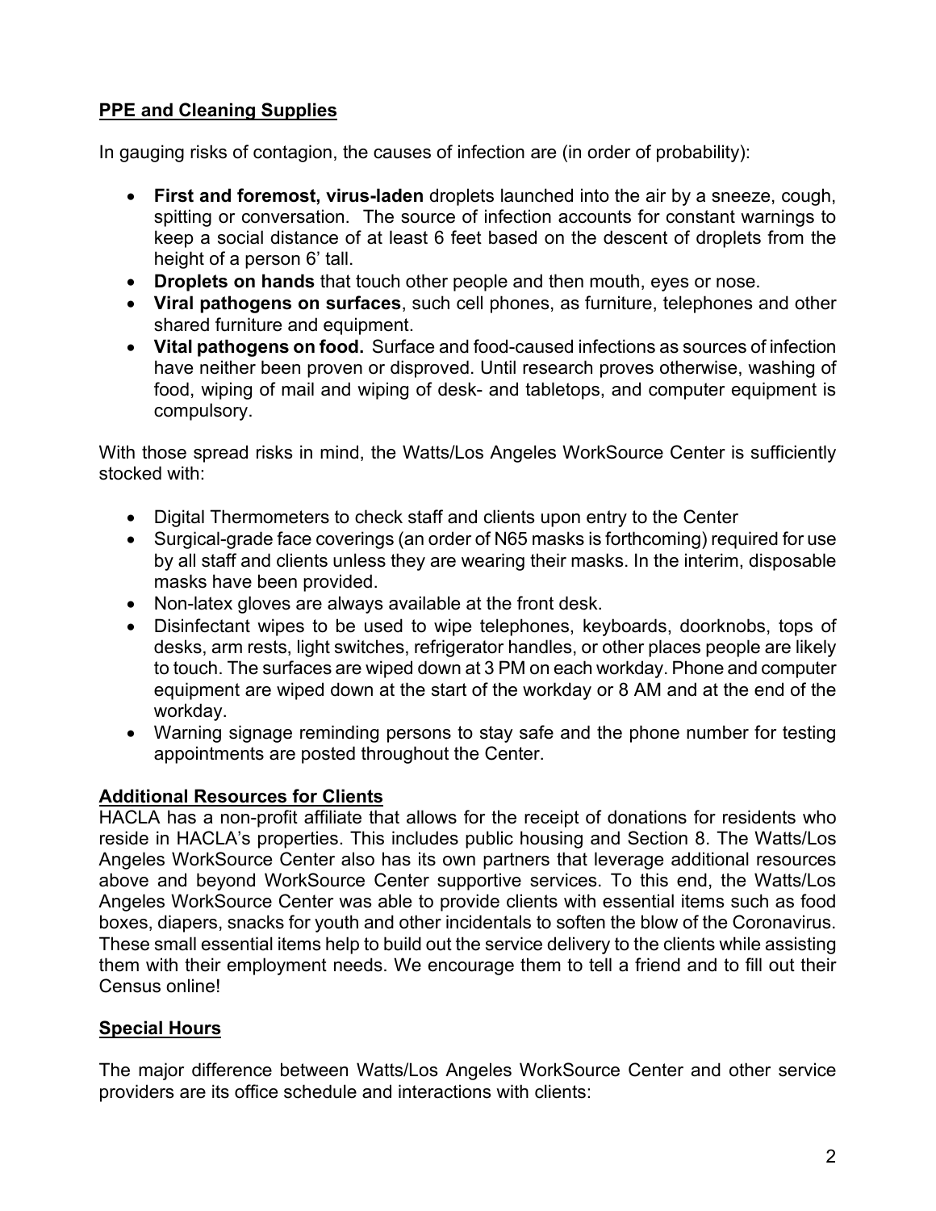**PPE and Cleaning Supplies**

In gauging risks of contagion, the causes of infection are (in order of probability):

- **First and foremost, virus-laden** droplets launched into the air by a sneeze, cough, spitting or conversation. The source of infection accounts for constant warnings to keep a social distance of at least 6 feet based on the descent of droplets from the height of a person 6' tall.
- **Droplets on hands** that touch other people and then mouth, eyes or nose.
- **Viral pathogens on surfaces**, such cell phones, as furniture, telephones and other shared furniture and equipment.
- **Vital pathogens on food.** Surface and food-caused infections as sources of infection have neither been proven or disproved. Until research proves otherwise, washing of food, wiping of mail and wiping of desk- and tabletops, and computer equipment is compulsory.

With those spread risks in mind, the Watts/Los Angeles WorkSource Center is sufficiently stocked with:

- Digital Thermometers to check staff and clients upon entry to the Center
- Surgical-grade face coverings (an order of N65 masks is forthcoming) required for use by all staff and clients unless they are wearing their masks. In the interim, disposable masks have been provided.
- Non-latex gloves are always available at the front desk.
- Disinfectant wipes to be used to wipe telephones, keyboards, doorknobs, tops of desks, arm rests, light switches, refrigerator handles, or other places people are likely to touch. The surfaces are wiped down at 3 PM on each workday. Phone and computer equipment are wiped down at the start of the workday or 8 AM and at the end of the workday.
- Warning signage reminding persons to stay safe and the phone number for testing appointments are posted throughout the Center.

**Additional Resources for Clients**

HACLA has a non-profit affiliate that allows for the receipt of donations for residents who reside in HACLA's properties. This includes public housing and Section 8. The Watts/Los Angeles WorkSource Center also has its own partners that leverage additional resources above and beyond WorkSource Center supportive services. To this end, the Watts/Los Angeles WorkSource Center was able to provide clients with essential items such as food boxes, diapers, snacks for youth and other incidentals to soften the blow of the Coronavirus. These small essential items help to build out the service delivery to the clients while assisting them with their employment needs. We encourage them to tell a friend and to fill out their Census online!

**Special Hours**

The major difference between Watts/Los Angeles WorkSource Center and other service providers are its office schedule and interactions with clients: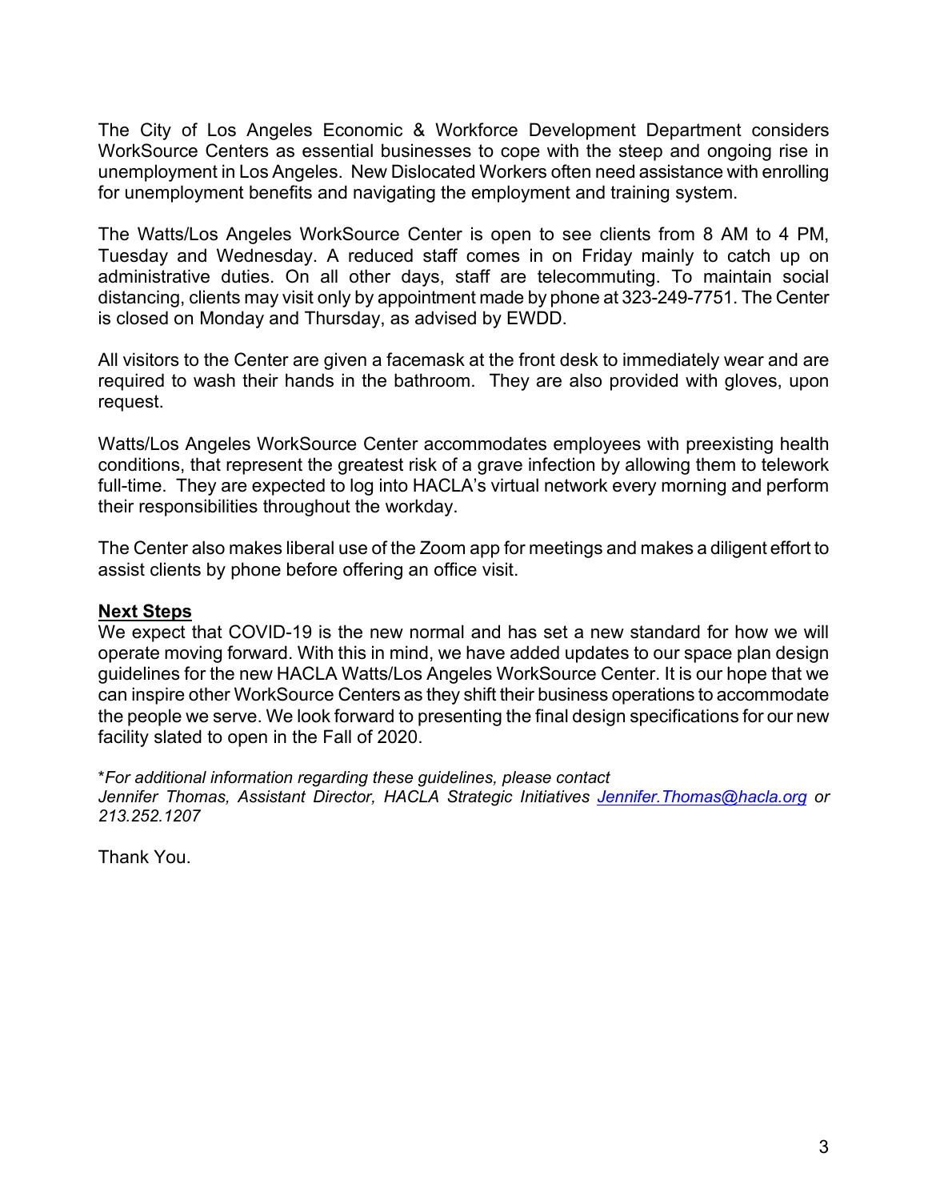The City of Los Angeles Economic & Workforce Development Department considers WorkSource Centers as essential businesses to cope with the steep and ongoing rise in unemployment in Los Angeles. New Dislocated Workers often need assistance with enrolling for unemployment benefits and navigating the employment and training system.

The Watts/Los Angeles WorkSource Center is open to see clients from 8 AM to 4 PM, Tuesday and Wednesday. A reduced staff comes in on Friday mainly to catch up on administrative duties. On all other days, staff are telecommuting. To maintain social distancing, clients may visit only by appointment made by phone at 323-249-7751. The Center is closed on Monday and Thursday, as advised by EWDD.

All visitors to the Center are given a facemask at the front desk to immediately wear and are required to wash their hands in the bathroom. They are also provided with gloves, upon request.

Watts/Los Angeles WorkSource Center accommodates employees with preexisting health conditions, that represent the greatest risk of a grave infection by allowing them to telework full-time. They are expected to log into HACLA's virtual network every morning and perform their responsibilities throughout the workday.

The Center also makes liberal use of the Zoom app for meetings and makes a diligent effort to assist clients by phone before offering an office visit.

**Next Steps**

We expect that COVID-19 is the new normal and has set a new standard for how we will operate moving forward. With this in mind, we have added updates to our space plan design guidelines for the new HACLA Watts/Los Angeles WorkSource Center. It is our hope that we can inspire other WorkSource Centers as they shift their business operations to accommodate the people we serve. We look forward to presenting the final design specifications for our new facility slated to open in the Fall of 2020.

*\*For additional information regarding these guidelines, please contact Jennifer Thomas, Assistant Director, HACLA Strategic Initiatives [Jennifer.Thomas@hacla.org](mailto:Jennifer.Thomas@hacla.org) or 213.252.1207*

Thank You.